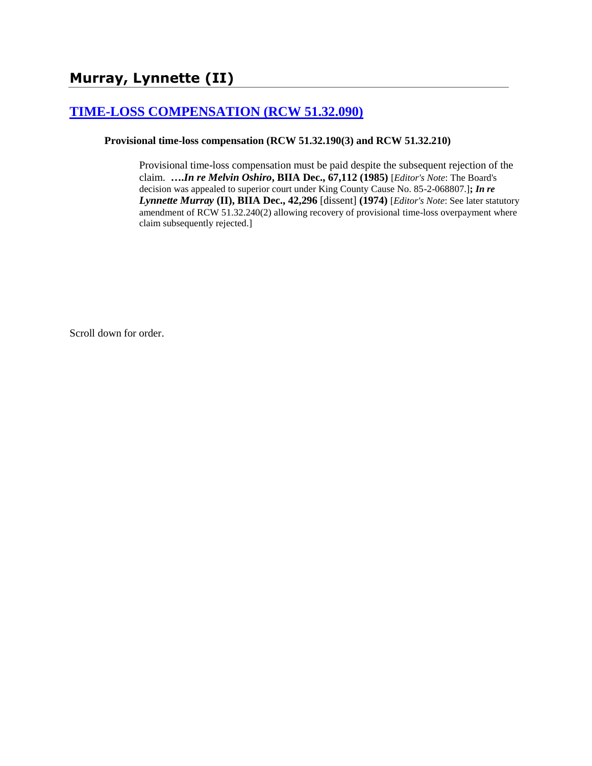# Murray, Lynnette (II)

## [TIME-LOSS COMPENSATION (RCW 51.32.090)]

**Provisional time-loss compensation (RCW 51.32.190(3) and RCW 51.32.210)**

> Provisional time-loss compensation must be paid despite the subsequent rejection of the claim. **….*In re Melvin Oshiro*, BIIA Dec., 67,112 (1985)** [*Editor's Note*: The Board's decision was appealed to superior court under King County Cause No. 85-2-068807.]**;** ***In re Lynnette Murray*** **(II), BIIA Dec., 42,296** [dissent] **(1974)** [*Editor's Note*: See later statutory amendment of RCW 51.32.240(2) allowing recovery of provisional time-loss overpayment where claim subsequently rejected.]

Scroll down for order.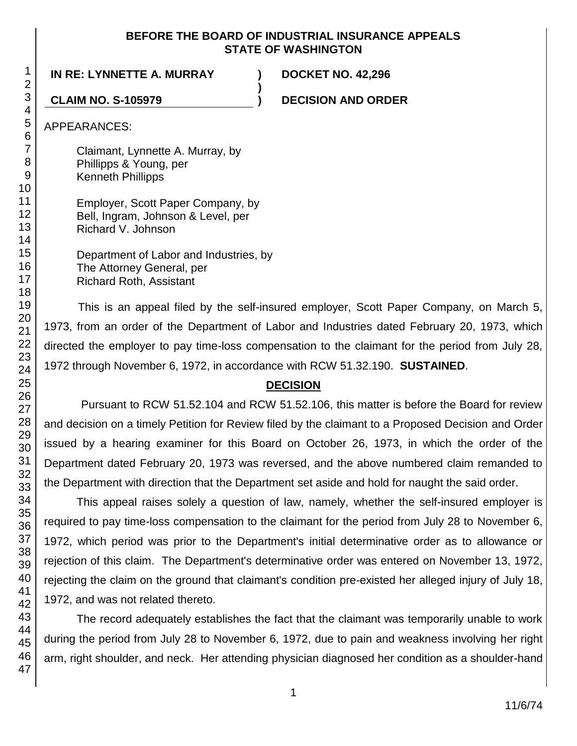**BEFORE THE BOARD OF INDUSTRIAL INSURANCE APPEALS**
**STATE OF WASHINGTON**

**IN RE: LYNNETTE A. MURRAY** ) **DOCKET NO. 42,296**
)
**CLAIM NO. S-105979** ) **DECISION AND ORDER**

APPEARANCES:

Claimant, Lynnette A. Murray, by
Phillipps & Young, per
Kenneth Phillipps

Employer, Scott Paper Company, by
Bell, Ingram, Johnson & Level, per
Richard V. Johnson

Department of Labor and Industries, by
The Attorney General, per
Richard Roth, Assistant

This is an appeal filed by the self-insured employer, Scott Paper Company, on March 5, 1973, from an order of the Department of Labor and Industries dated February 20, 1973, which directed the employer to pay time-loss compensation to the claimant for the period from July 28, 1972 through November 6, 1972, in accordance with RCW 51.32.190. **SUSTAINED**.

## DECISION

Pursuant to RCW 51.52.104 and RCW 51.52.106, this matter is before the Board for review and decision on a timely Petition for Review filed by the claimant to a Proposed Decision and Order issued by a hearing examiner for this Board on October 26, 1973, in which the order of the Department dated February 20, 1973 was reversed, and the above numbered claim remanded to the Department with direction that the Department set aside and hold for naught the said order.

This appeal raises solely a question of law, namely, whether the self-insured employer is required to pay time-loss compensation to the claimant for the period from July 28 to November 6, 1972, which period was prior to the Department's initial determinative order as to allowance or rejection of this claim. The Department's determinative order was entered on November 13, 1972, rejecting the claim on the ground that claimant's condition pre-existed her alleged injury of July 18, 1972, and was not related thereto.

The record adequately establishes the fact that the claimant was temporarily unable to work during the period from July 28 to November 6, 1972, due to pain and weakness involving her right arm, right shoulder, and neck. Her attending physician diagnosed her condition as a shoulder-hand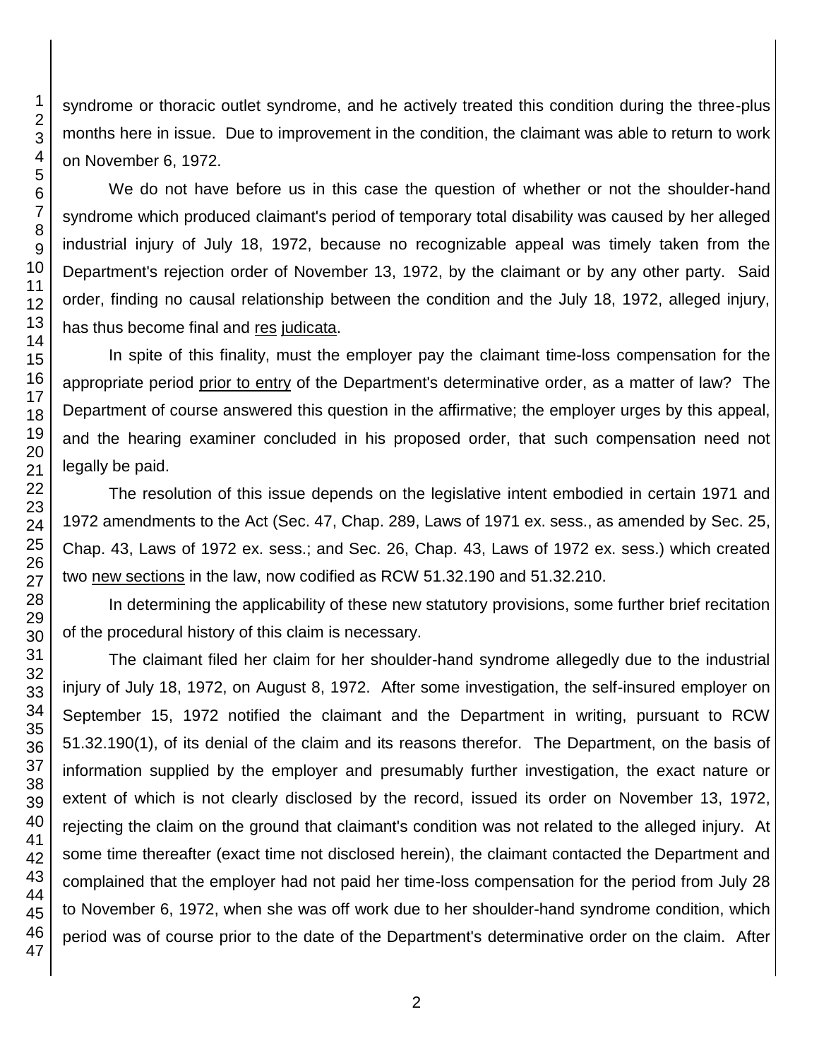syndrome or thoracic outlet syndrome, and he actively treated this condition during the three-plus months here in issue. Due to improvement in the condition, the claimant was able to return to work on November 6, 1972.

We do not have before us in this case the question of whether or not the shoulder-hand syndrome which produced claimant's period of temporary total disability was caused by her alleged industrial injury of July 18, 1972, because no recognizable appeal was timely taken from the Department's rejection order of November 13, 1972, by the claimant or by any other party. Said order, finding no causal relationship between the condition and the July 18, 1972, alleged injury, has thus become final and res judicata.

In spite of this finality, must the employer pay the claimant time-loss compensation for the appropriate period prior to entry of the Department's determinative order, as a matter of law? The Department of course answered this question in the affirmative; the employer urges by this appeal, and the hearing examiner concluded in his proposed order, that such compensation need not legally be paid.

The resolution of this issue depends on the legislative intent embodied in certain 1971 and 1972 amendments to the Act (Sec. 47, Chap. 289, Laws of 1971 ex. sess., as amended by Sec. 25, Chap. 43, Laws of 1972 ex. sess.; and Sec. 26, Chap. 43, Laws of 1972 ex. sess.) which created two new sections in the law, now codified as RCW 51.32.190 and 51.32.210.

In determining the applicability of these new statutory provisions, some further brief recitation of the procedural history of this claim is necessary.

The claimant filed her claim for her shoulder-hand syndrome allegedly due to the industrial injury of July 18, 1972, on August 8, 1972. After some investigation, the self-insured employer on September 15, 1972 notified the claimant and the Department in writing, pursuant to RCW 51.32.190(1), of its denial of the claim and its reasons therefor. The Department, on the basis of information supplied by the employer and presumably further investigation, the exact nature or extent of which is not clearly disclosed by the record, issued its order on November 13, 1972, rejecting the claim on the ground that claimant's condition was not related to the alleged injury. At some time thereafter (exact time not disclosed herein), the claimant contacted the Department and complained that the employer had not paid her time-loss compensation for the period from July 28 to November 6, 1972, when she was off work due to her shoulder-hand syndrome condition, which period was of course prior to the date of the Department's determinative order on the claim. After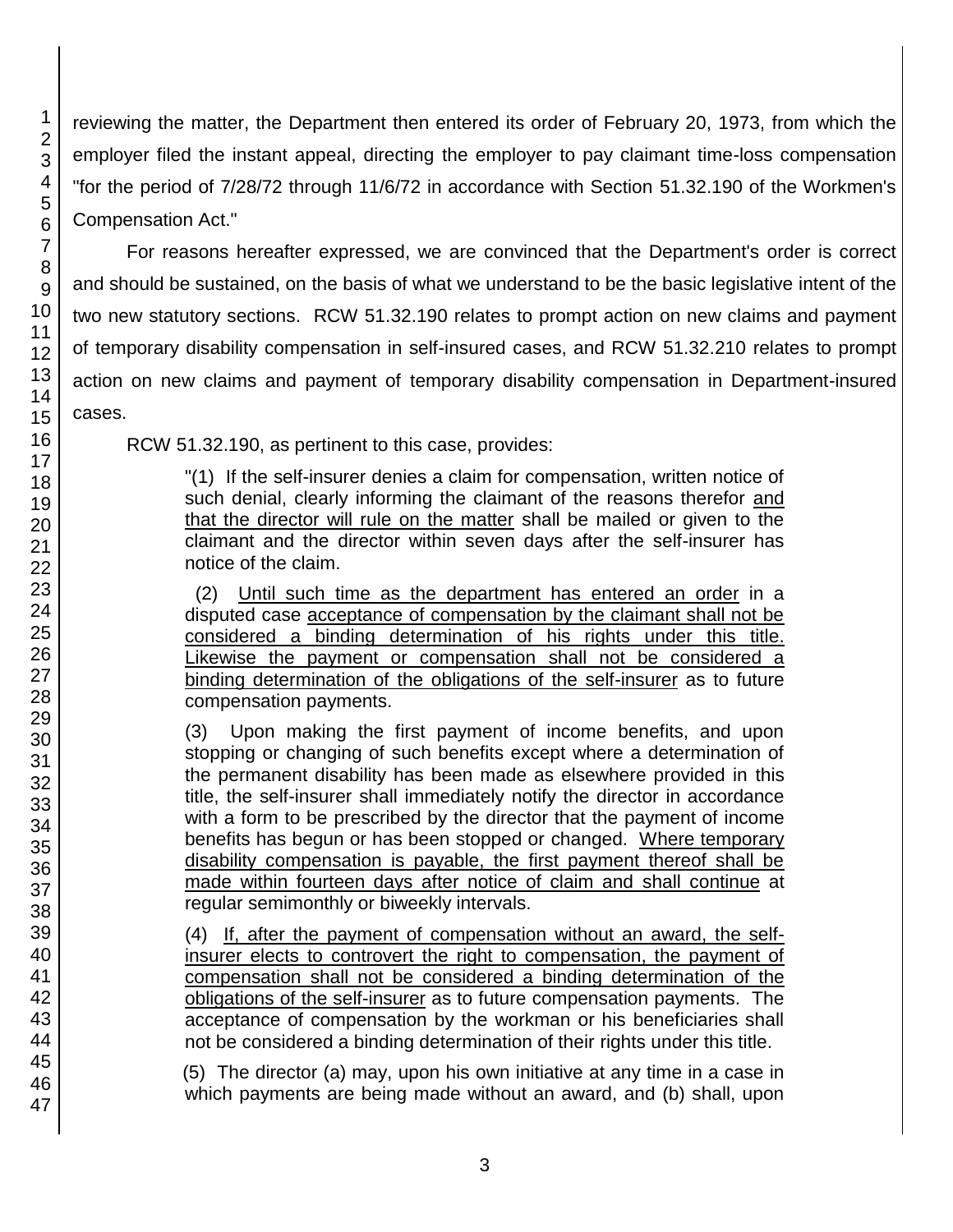reviewing the matter, the Department then entered its order of February 20, 1973, from which the employer filed the instant appeal, directing the employer to pay claimant time-loss compensation "for the period of 7/28/72 through 11/6/72 in accordance with Section 51.32.190 of the Workmen's Compensation Act."

For reasons hereafter expressed, we are convinced that the Department's order is correct and should be sustained, on the basis of what we understand to be the basic legislative intent of the two new statutory sections. RCW 51.32.190 relates to prompt action on new claims and payment of temporary disability compensation in self-insured cases, and RCW 51.32.210 relates to prompt action on new claims and payment of temporary disability compensation in Department-insured cases.

RCW 51.32.190, as pertinent to this case, provides:

> "(1) If the self-insurer denies a claim for compensation, written notice of such denial, clearly informing the claimant of the reasons therefor <u>and that the director will rule on the matter</u> shall be mailed or given to the claimant and the director within seven days after the self-insurer has notice of the claim.
>
> (2) <u>Until such time as the department has entered an order</u> in a disputed case <u>acceptance of compensation by the claimant shall not be considered a binding determination of his rights under this title. Likewise the payment or compensation shall not be considered a binding determination of the obligations of the self-insurer</u> as to future compensation payments.
>
> (3) Upon making the first payment of income benefits, and upon stopping or changing of such benefits except where a determination of the permanent disability has been made as elsewhere provided in this title, the self-insurer shall immediately notify the director in accordance with a form to be prescribed by the director that the payment of income benefits has begun or has been stopped or changed. <u>Where temporary disability compensation is payable, the first payment thereof shall be made within fourteen days after notice of claim and shall continue</u> at regular semimonthly or biweekly intervals.
>
> (4) <u>If, after the payment of compensation without an award, the self-insurer elects to controvert the right to compensation, the payment of compensation shall not be considered a binding determination of the obligations of the self-insurer</u> as to future compensation payments. The acceptance of compensation by the workman or his beneficiaries shall not be considered a binding determination of their rights under this title.
>
> (5) The director (a) may, upon his own initiative at any time in a case in which payments are being made without an award, and (b) shall, upon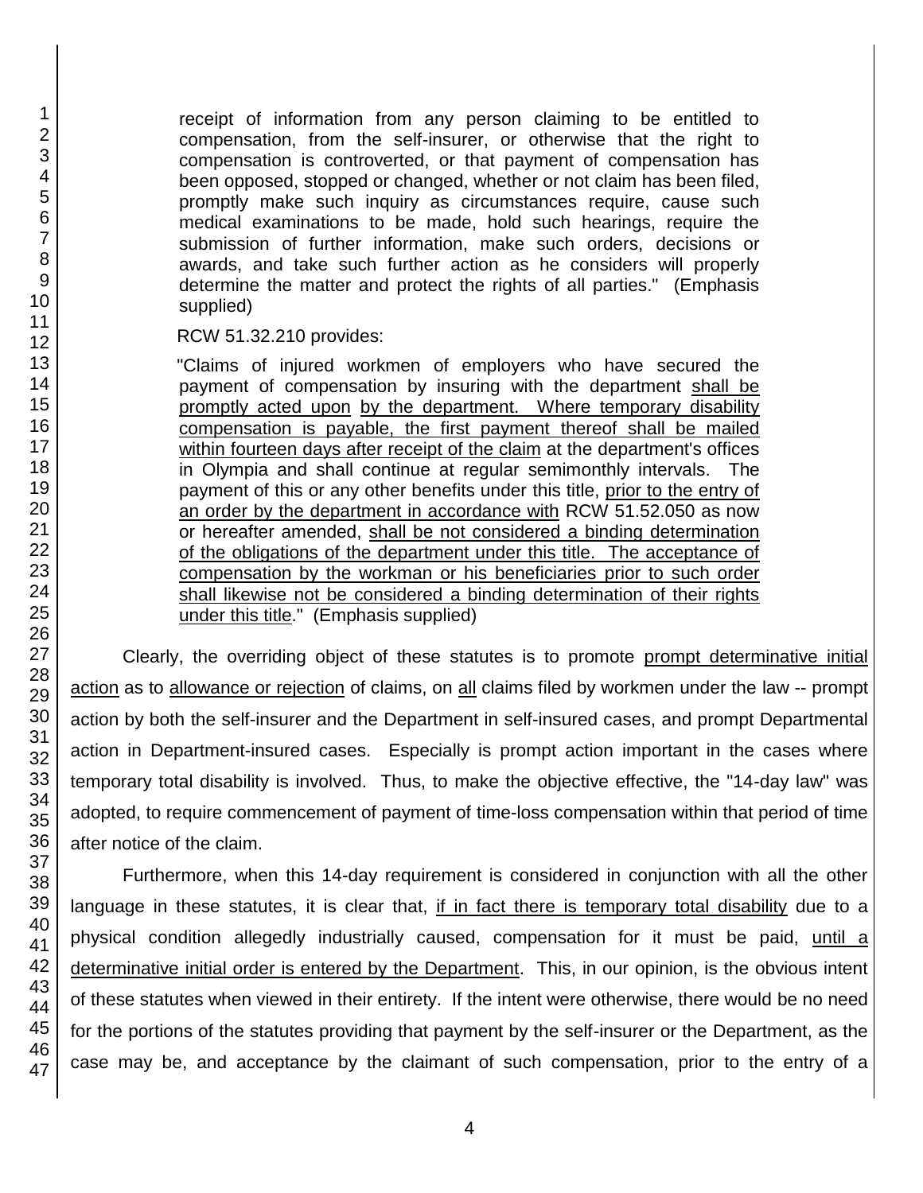> receipt of information from any person claiming to be entitled to compensation, from the self-insurer, or otherwise that the right to compensation is controverted, or that payment of compensation has been opposed, stopped or changed, whether or not claim has been filed, promptly make such inquiry as circumstances require, cause such medical examinations to be made, hold such hearings, require the submission of further information, make such orders, decisions or awards, and take such further action as he considers will properly determine the matter and protect the rights of all parties." (Emphasis supplied)

> RCW 51.32.210 provides:
>
> "Claims of injured workmen of employers who have secured the payment of compensation by insuring with the department shall be promptly acted upon by the department. Where temporary disability compensation is payable, the first payment thereof shall be mailed within fourteen days after receipt of the claim at the department's offices in Olympia and shall continue at regular semimonthly intervals. The payment of this or any other benefits under this title, prior to the entry of an order by the department in accordance with RCW 51.52.050 as now or hereafter amended, shall be not considered a binding determination of the obligations of the department under this title. The acceptance of compensation by the workman or his beneficiaries prior to such order shall likewise not be considered a binding determination of their rights under this title." (Emphasis supplied)

Clearly, the overriding object of these statutes is to promote prompt determinative initial action as to allowance or rejection of claims, on all claims filed by workmen under the law -- prompt action by both the self-insurer and the Department in self-insured cases, and prompt Departmental action in Department-insured cases. Especially is prompt action important in the cases where temporary total disability is involved. Thus, to make the objective effective, the "14-day law" was adopted, to require commencement of payment of time-loss compensation within that period of time after notice of the claim.

Furthermore, when this 14-day requirement is considered in conjunction with all the other language in these statutes, it is clear that, if in fact there is temporary total disability due to a physical condition allegedly industrially caused, compensation for it must be paid, until a determinative initial order is entered by the Department. This, in our opinion, is the obvious intent of these statutes when viewed in their entirety. If the intent were otherwise, there would be no need for the portions of the statutes providing that payment by the self-insurer or the Department, as the case may be, and acceptance by the claimant of such compensation, prior to the entry of a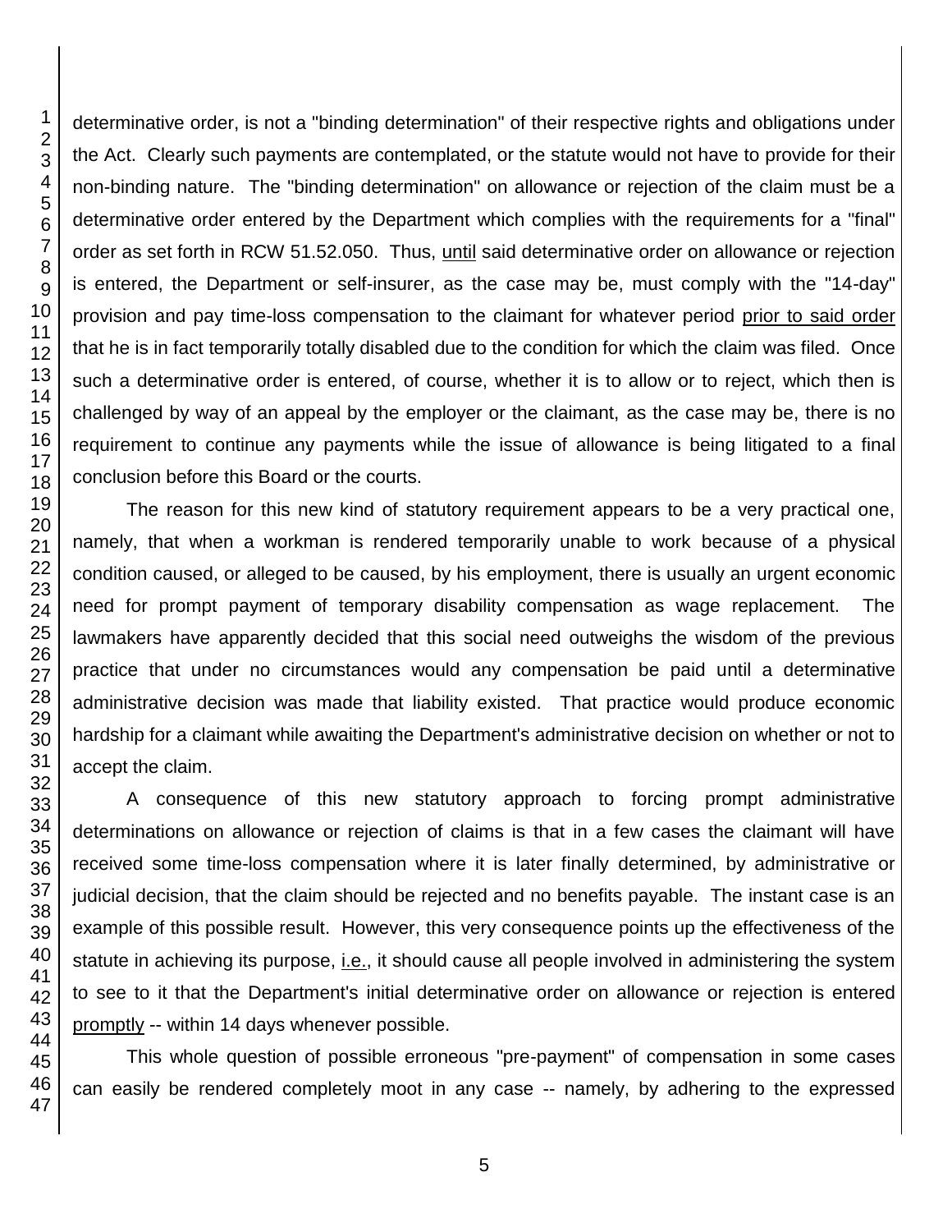determinative order, is not a "binding determination" of their respective rights and obligations under the Act. Clearly such payments are contemplated, or the statute would not have to provide for their non-binding nature. The "binding determination" on allowance or rejection of the claim must be a determinative order entered by the Department which complies with the requirements for a "final" order as set forth in RCW 51.52.050. Thus, until said determinative order on allowance or rejection is entered, the Department or self-insurer, as the case may be, must comply with the "14-day" provision and pay time-loss compensation to the claimant for whatever period prior to said order that he is in fact temporarily totally disabled due to the condition for which the claim was filed. Once such a determinative order is entered, of course, whether it is to allow or to reject, which then is challenged by way of an appeal by the employer or the claimant, as the case may be, there is no requirement to continue any payments while the issue of allowance is being litigated to a final conclusion before this Board or the courts.

The reason for this new kind of statutory requirement appears to be a very practical one, namely, that when a workman is rendered temporarily unable to work because of a physical condition caused, or alleged to be caused, by his employment, there is usually an urgent economic need for prompt payment of temporary disability compensation as wage replacement. The lawmakers have apparently decided that this social need outweighs the wisdom of the previous practice that under no circumstances would any compensation be paid until a determinative administrative decision was made that liability existed. That practice would produce economic hardship for a claimant while awaiting the Department's administrative decision on whether or not to accept the claim.

A consequence of this new statutory approach to forcing prompt administrative determinations on allowance or rejection of claims is that in a few cases the claimant will have received some time-loss compensation where it is later finally determined, by administrative or judicial decision, that the claim should be rejected and no benefits payable. The instant case is an example of this possible result. However, this very consequence points up the effectiveness of the statute in achieving its purpose, i.e., it should cause all people involved in administering the system to see to it that the Department's initial determinative order on allowance or rejection is entered promptly -- within 14 days whenever possible.

This whole question of possible erroneous "pre-payment" of compensation in some cases can easily be rendered completely moot in any case -- namely, by adhering to the expressed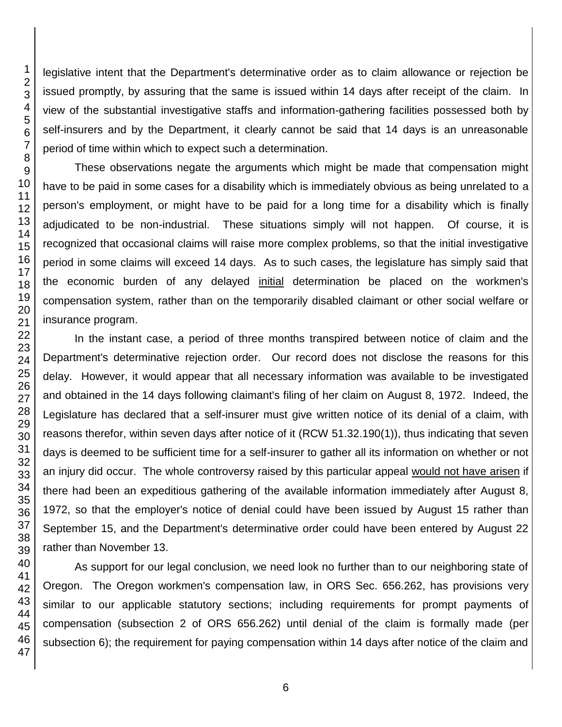legislative intent that the Department's determinative order as to claim allowance or rejection be issued promptly, by assuring that the same is issued within 14 days after receipt of the claim. In view of the substantial investigative staffs and information-gathering facilities possessed both by self-insurers and by the Department, it clearly cannot be said that 14 days is an unreasonable period of time within which to expect such a determination.

These observations negate the arguments which might be made that compensation might have to be paid in some cases for a disability which is immediately obvious as being unrelated to a person's employment, or might have to be paid for a long time for a disability which is finally adjudicated to be non-industrial. These situations simply will not happen. Of course, it is recognized that occasional claims will raise more complex problems, so that the initial investigative period in some claims will exceed 14 days. As to such cases, the legislature has simply said that the economic burden of any delayed initial determination be placed on the workmen's compensation system, rather than on the temporarily disabled claimant or other social welfare or insurance program.

In the instant case, a period of three months transpired between notice of claim and the Department's determinative rejection order. Our record does not disclose the reasons for this delay. However, it would appear that all necessary information was available to be investigated and obtained in the 14 days following claimant's filing of her claim on August 8, 1972. Indeed, the Legislature has declared that a self-insurer must give written notice of its denial of a claim, with reasons therefor, within seven days after notice of it (RCW 51.32.190(1)), thus indicating that seven days is deemed to be sufficient time for a self-insurer to gather all its information on whether or not an injury did occur. The whole controversy raised by this particular appeal would not have arisen if there had been an expeditious gathering of the available information immediately after August 8, 1972, so that the employer's notice of denial could have been issued by August 15 rather than September 15, and the Department's determinative order could have been entered by August 22 rather than November 13.

As support for our legal conclusion, we need look no further than to our neighboring state of Oregon. The Oregon workmen's compensation law, in ORS Sec. 656.262, has provisions very similar to our applicable statutory sections; including requirements for prompt payments of compensation (subsection 2 of ORS 656.262) until denial of the claim is formally made (per subsection 6); the requirement for paying compensation within 14 days after notice of the claim and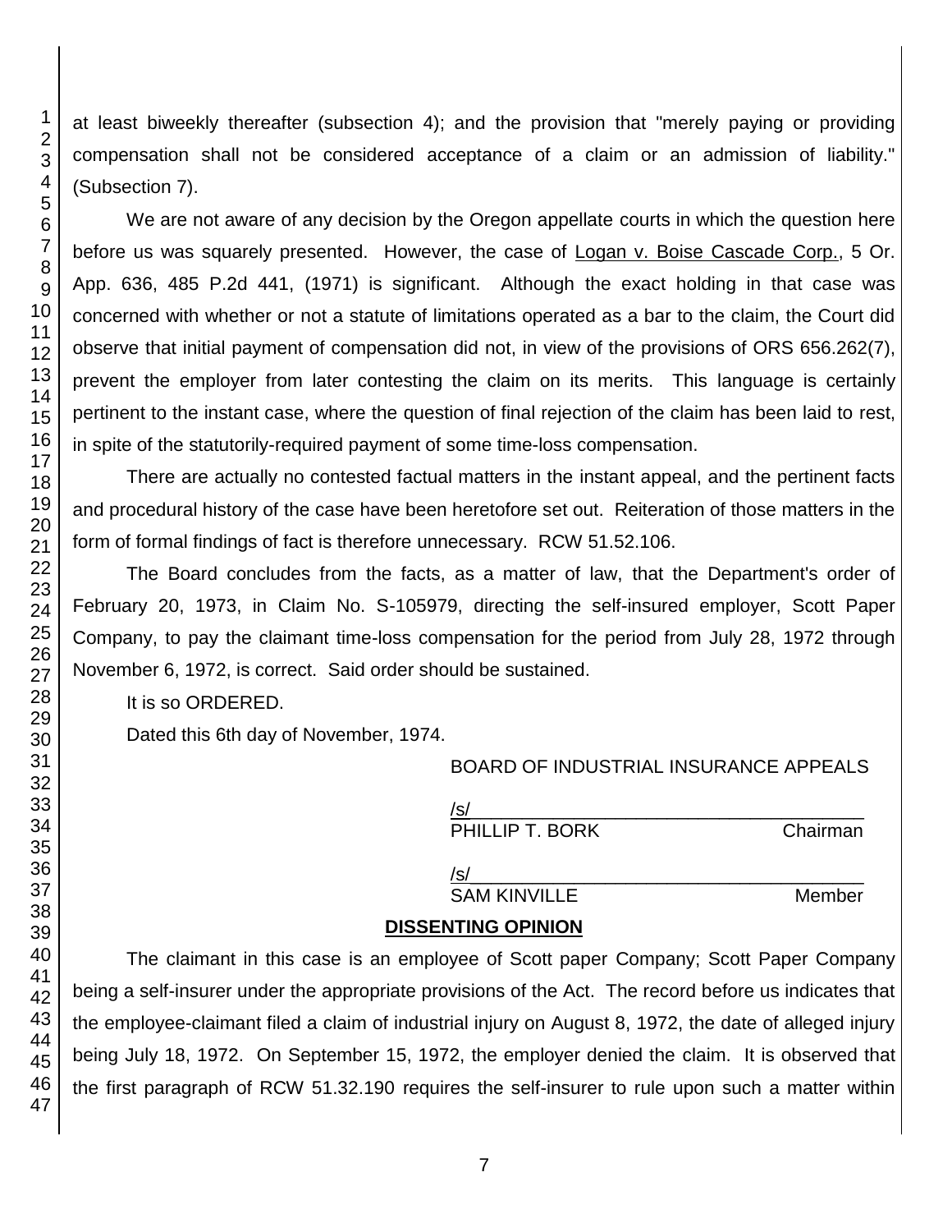at least biweekly thereafter (subsection 4); and the provision that "merely paying or providing compensation shall not be considered acceptance of a claim or an admission of liability." (Subsection 7).

We are not aware of any decision by the Oregon appellate courts in which the question here before us was squarely presented. However, the case of Logan v. Boise Cascade Corp., 5 Or. App. 636, 485 P.2d 441, (1971) is significant. Although the exact holding in that case was concerned with whether or not a statute of limitations operated as a bar to the claim, the Court did observe that initial payment of compensation did not, in view of the provisions of ORS 656.262(7), prevent the employer from later contesting the claim on its merits. This language is certainly pertinent to the instant case, where the question of final rejection of the claim has been laid to rest, in spite of the statutorily-required payment of some time-loss compensation.

There are actually no contested factual matters in the instant appeal, and the pertinent facts and procedural history of the case have been heretofore set out. Reiteration of those matters in the form of formal findings of fact is therefore unnecessary. RCW 51.52.106.

The Board concludes from the facts, as a matter of law, that the Department's order of February 20, 1973, in Claim No. S-105979, directing the self-insured employer, Scott Paper Company, to pay the claimant time-loss compensation for the period from July 28, 1972 through November 6, 1972, is correct. Said order should be sustained.

It is so ORDERED.

Dated this 6th day of November, 1974.

BOARD OF INDUSTRIAL INSURANCE APPEALS

/s/
PHILLIP T. BORK, Chairman

/s/
SAM KINVILLE, Member

**DISSENTING OPINION**

The claimant in this case is an employee of Scott paper Company; Scott Paper Company being a self-insurer under the appropriate provisions of the Act. The record before us indicates that the employee-claimant filed a claim of industrial injury on August 8, 1972, the date of alleged injury being July 18, 1972. On September 15, 1972, the employer denied the claim. It is observed that the first paragraph of RCW 51.32.190 requires the self-insurer to rule upon such a matter within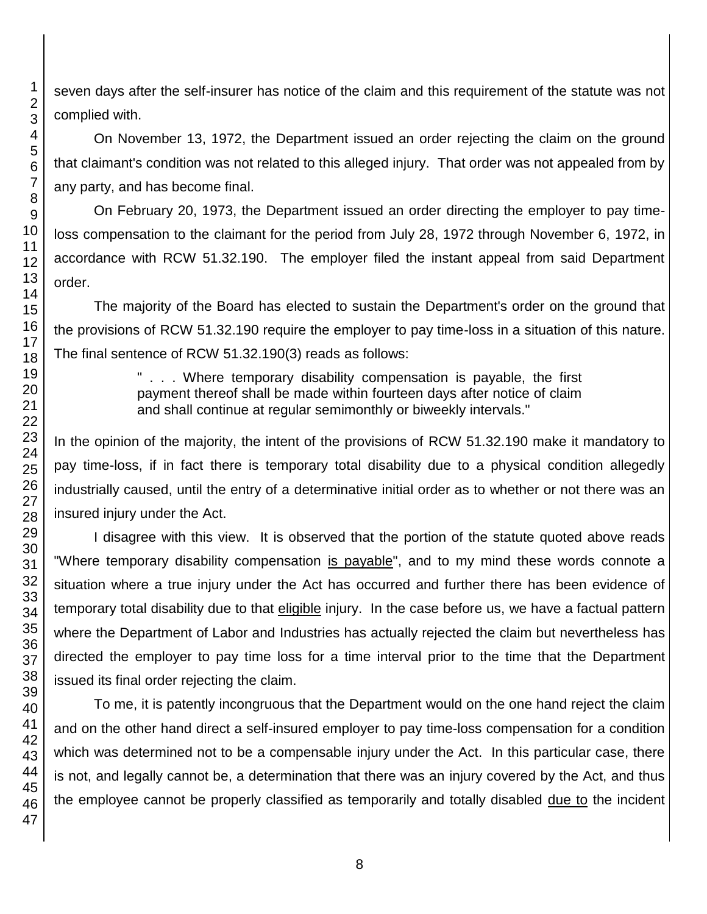seven days after the self-insurer has notice of the claim and this requirement of the statute was not complied with.

On November 13, 1972, the Department issued an order rejecting the claim on the ground that claimant's condition was not related to this alleged injury. That order was not appealed from by any party, and has become final.

On February 20, 1973, the Department issued an order directing the employer to pay time-loss compensation to the claimant for the period from July 28, 1972 through November 6, 1972, in accordance with RCW 51.32.190. The employer filed the instant appeal from said Department order.

The majority of the Board has elected to sustain the Department's order on the ground that the provisions of RCW 51.32.190 require the employer to pay time-loss in a situation of this nature. The final sentence of RCW 51.32.190(3) reads as follows:

> " . . . Where temporary disability compensation is payable, the first payment thereof shall be made within fourteen days after notice of claim and shall continue at regular semimonthly or biweekly intervals."

In the opinion of the majority, the intent of the provisions of RCW 51.32.190 make it mandatory to pay time-loss, if in fact there is temporary total disability due to a physical condition allegedly industrially caused, until the entry of a determinative initial order as to whether or not there was an insured injury under the Act.

I disagree with this view. It is observed that the portion of the statute quoted above reads "Where temporary disability compensation is payable", and to my mind these words connote a situation where a true injury under the Act has occurred and further there has been evidence of temporary total disability due to that eligible injury. In the case before us, we have a factual pattern where the Department of Labor and Industries has actually rejected the claim but nevertheless has directed the employer to pay time loss for a time interval prior to the time that the Department issued its final order rejecting the claim.

To me, it is patently incongruous that the Department would on the one hand reject the claim and on the other hand direct a self-insured employer to pay time-loss compensation for a condition which was determined not to be a compensable injury under the Act. In this particular case, there is not, and legally cannot be, a determination that there was an injury covered by the Act, and thus the employee cannot be properly classified as temporarily and totally disabled due to the incident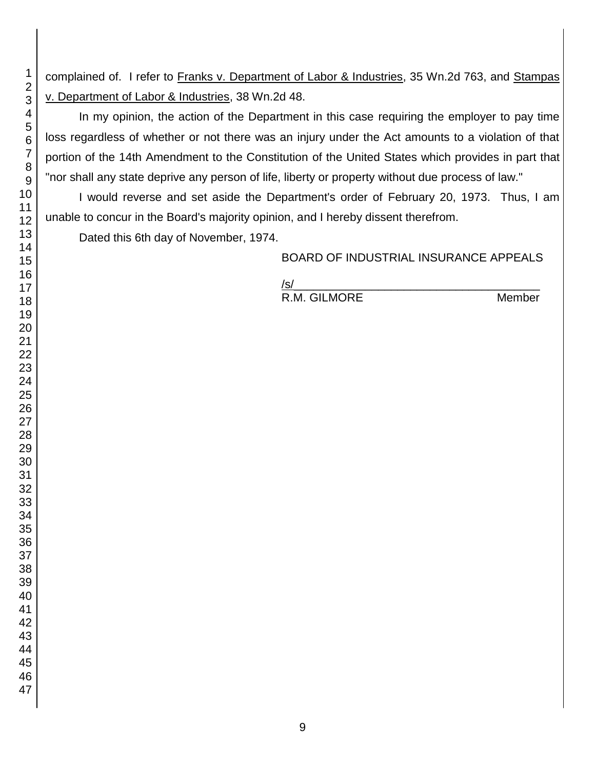complained of. I refer to Franks v. Department of Labor & Industries, 35 Wn.2d 763, and Stampas v. Department of Labor & Industries, 38 Wn.2d 48.

In my opinion, the action of the Department in this case requiring the employer to pay time loss regardless of whether or not there was an injury under the Act amounts to a violation of that portion of the 14th Amendment to the Constitution of the United States which provides in part that "nor shall any state deprive any person of life, liberty or property without due process of law."

I would reverse and set aside the Department's order of February 20, 1973. Thus, I am unable to concur in the Board's majority opinion, and I hereby dissent therefrom.

Dated this 6th day of November, 1974.

BOARD OF INDUSTRIAL INSURANCE APPEALS

/s/
R.M. GILMORE Member